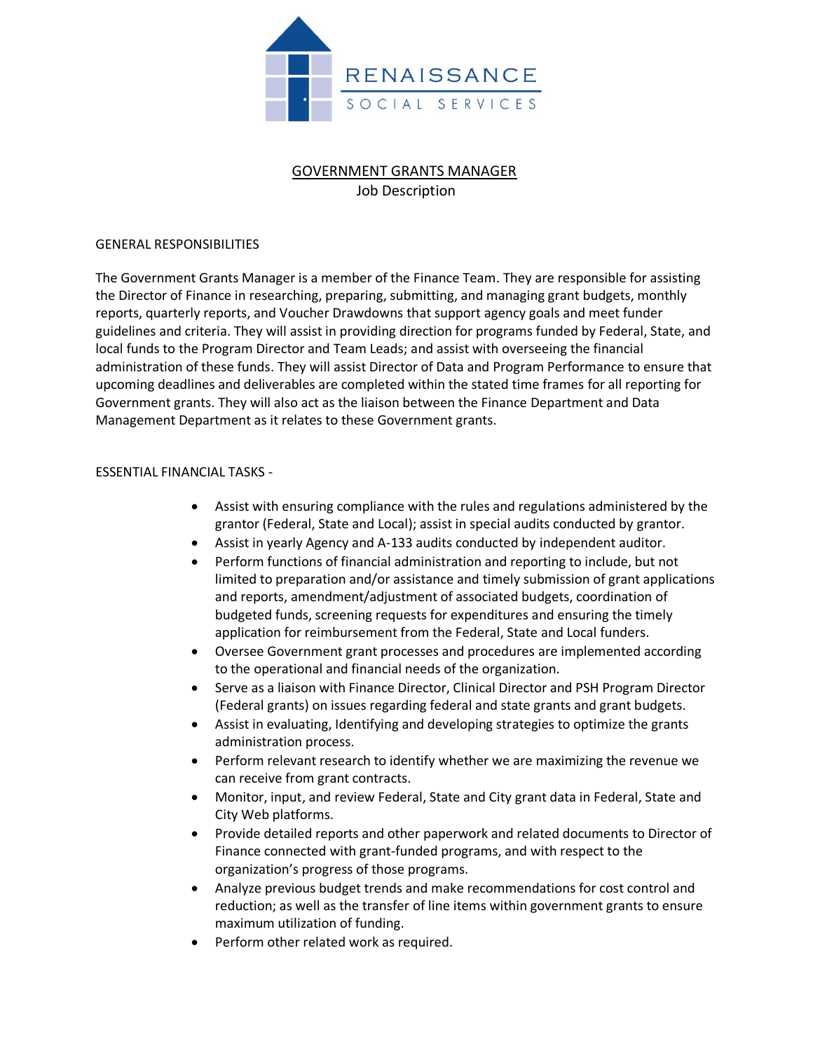RENAISSANCE

SOCIAL SERVICES

# GOVERNMENT GRANTS MANAGER

Job Description

## GENERAL RESPONSIBILITIES

The Government Grants Manager is a member of the Finance Team. They are responsible for assisting the Director of Finance in researching, preparing, submitting, and managing grant budgets, monthly reports, quarterly reports, and Voucher Drawdowns that support agency goals and meet funder guidelines and criteria. They will assist in providing direction for programs funded by Federal, State, and local funds to the Program Director and Team Leads; and assist with overseeing the financial administration of these funds. They will assist Director of Data and Program Performance to ensure that upcoming deadlines and deliverables are completed within the stated time frames for all reporting for Government grants. They will also act as the liaison between the Finance Department and Data Management Department as it relates to these Government grants.

## ESSENTIAL FINANCIAL TASKS -

- Assist with ensuring compliance with the rules and regulations administered by the grantor (Federal, State and Local); assist in special audits conducted by grantor.
- Assist in yearly Agency and A-133 audits conducted by independent auditor.
- Perform functions of financial administration and reporting to include, but not limited to preparation and/or assistance and timely submission of grant applications and reports, amendment/adjustment of associated budgets, coordination of budgeted funds, screening requests for expenditures and ensuring the timely application for reimbursement from the Federal, State and Local funders.
- Oversee Government grant processes and procedures are implemented according to the operational and financial needs of the organization.
- Serve as a liaison with Finance Director, Clinical Director and PSH Program Director (Federal grants) on issues regarding federal and state grants and grant budgets.
- Assist in evaluating, Identifying and developing strategies to optimize the grants administration process.
- Perform relevant research to identify whether we are maximizing the revenue we can receive from grant contracts.
- Monitor, input, and review Federal, State and City grant data in Federal, State and City Web platforms.
- Provide detailed reports and other paperwork and related documents to Director of Finance connected with grant-funded programs, and with respect to the organization's progress of those programs.
- Analyze previous budget trends and make recommendations for cost control and reduction; as well as the transfer of line items within government grants to ensure maximum utilization of funding.
- Perform other related work as required.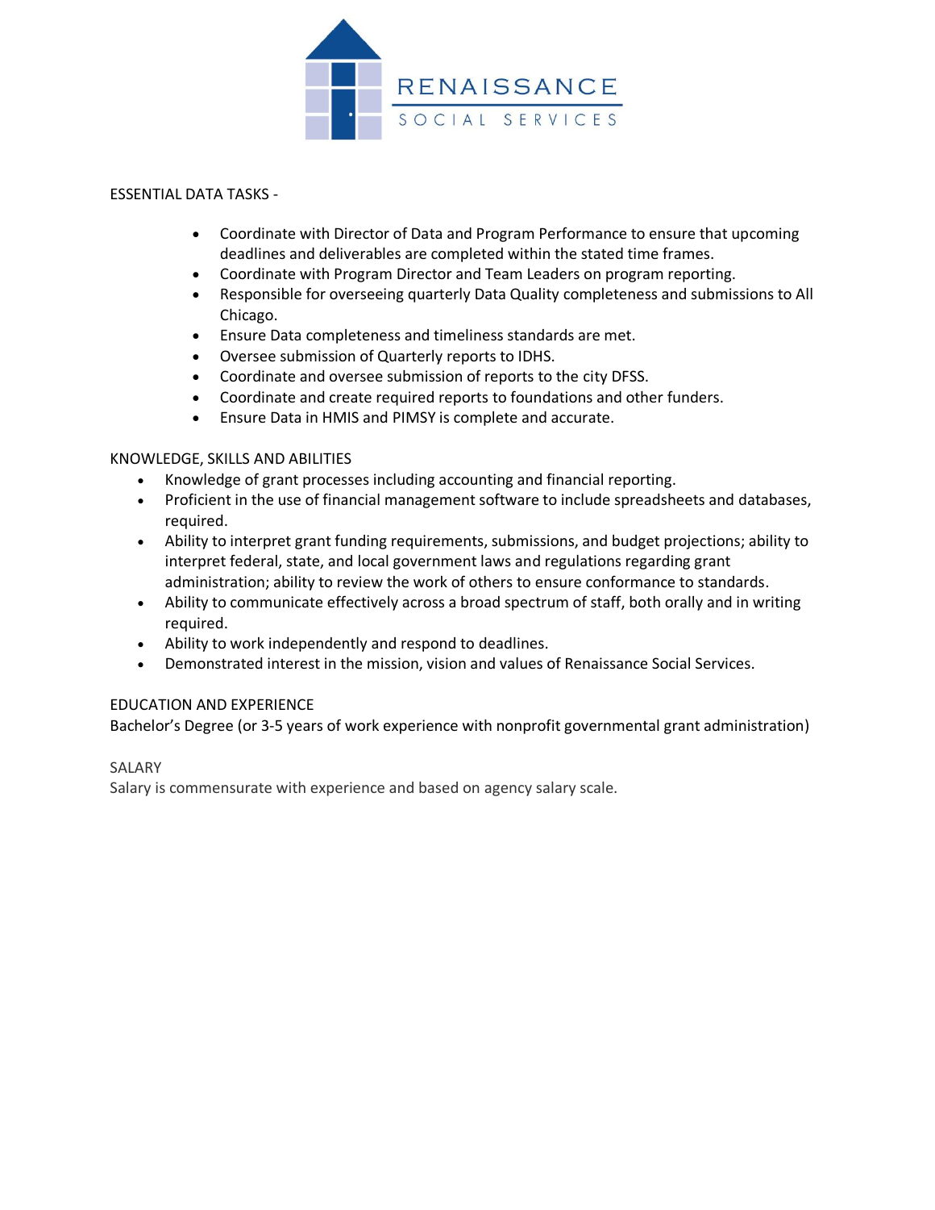RENAISSANCE SOCIAL SERVICES

ESSENTIAL DATA TASKS -

- Coordinate with Director of Data and Program Performance to ensure that upcoming deadlines and deliverables are completed within the stated time frames.
- Coordinate with Program Director and Team Leaders on program reporting.
- Responsible for overseeing quarterly Data Quality completeness and submissions to All Chicago.
- Ensure Data completeness and timeliness standards are met.
- Oversee submission of Quarterly reports to IDHS.
- Coordinate and oversee submission of reports to the city DFSS.
- Coordinate and create required reports to foundations and other funders.
- Ensure Data in HMIS and PIMSY is complete and accurate.

KNOWLEDGE, SKILLS AND ABILITIES

- Knowledge of grant processes including accounting and financial reporting.
- Proficient in the use of financial management software to include spreadsheets and databases, required.
- Ability to interpret grant funding requirements, submissions, and budget projections; ability to interpret federal, state, and local government laws and regulations regarding grant administration; ability to review the work of others to ensure conformance to standards.
- Ability to communicate effectively across a broad spectrum of staff, both orally and in writing required.
- Ability to work independently and respond to deadlines.
- Demonstrated interest in the mission, vision and values of Renaissance Social Services.

EDUCATION AND EXPERIENCE

Bachelor's Degree (or 3-5 years of work experience with nonprofit governmental grant administration)

SALARY

Salary is commensurate with experience and based on agency salary scale.